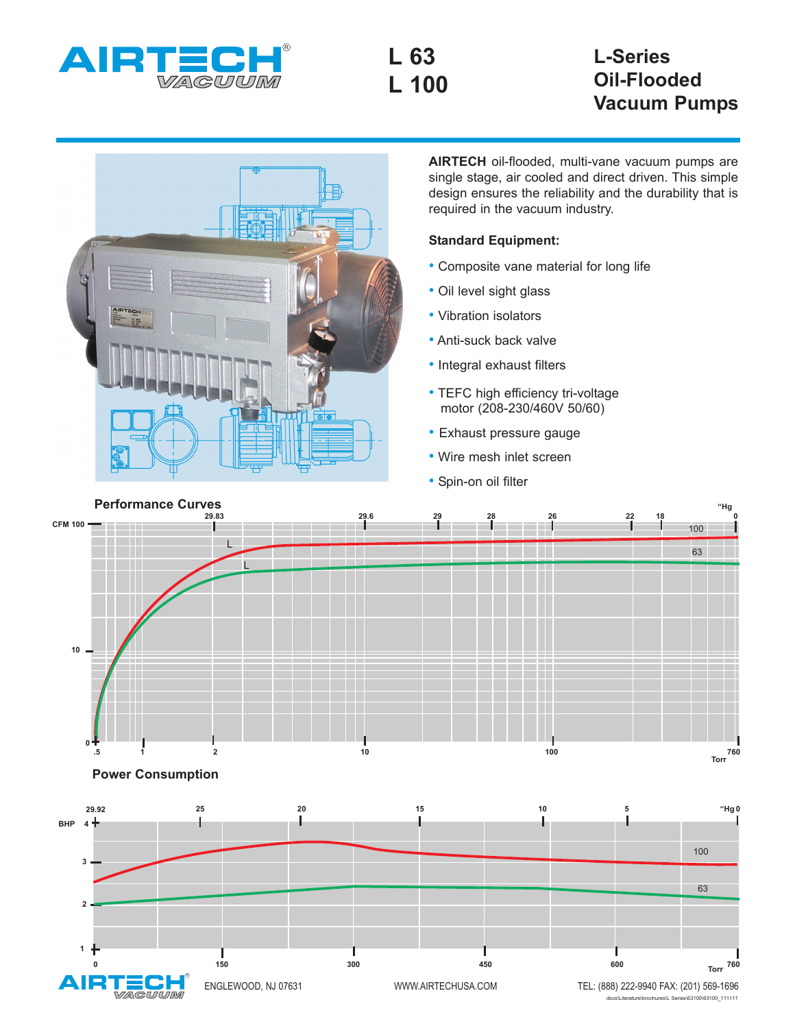# AIRTECH VACUUM

# L 63
# L 100

## L-Series Oil-Flooded Vacuum Pumps

**AIRTECH** oil-flooded, multi-vane vacuum pumps are single stage, air cooled and direct driven. This simple design ensures the reliability and the durability that is required in the vacuum industry.

**Standard Equipment:**

- Composite vane material for long life
- Oil level sight glass
- Vibration isolators
- Anti-suck back valve
- Integral exhaust filters
- TEFC high efficiency tri-voltage motor (208-230/460V 50/60)
- Exhaust pressure gauge
- Wire mesh inlet screen
- Spin-on oil filter

### Performance Curves

"Hg: 29.83, 29.6, 29, 28, 26, 22, 18, 0

CFM: 0, 10, 100

Torr: .5, 1, 2, 10, 100, 760

Curves: L 100, L 63

### Power Consumption

"Hg: 29.92, 25, 20, 15, 10, 5, 0

BHP: 1, 2, 3, 4

Torr: 0, 150, 300, 450, 600, 760

Curves: 100, 63

ENGLEWOOD, NJ 07631 WWW.AIRTECHUSA.COM TEL: (888) 222-9940 FAX: (201) 569-1696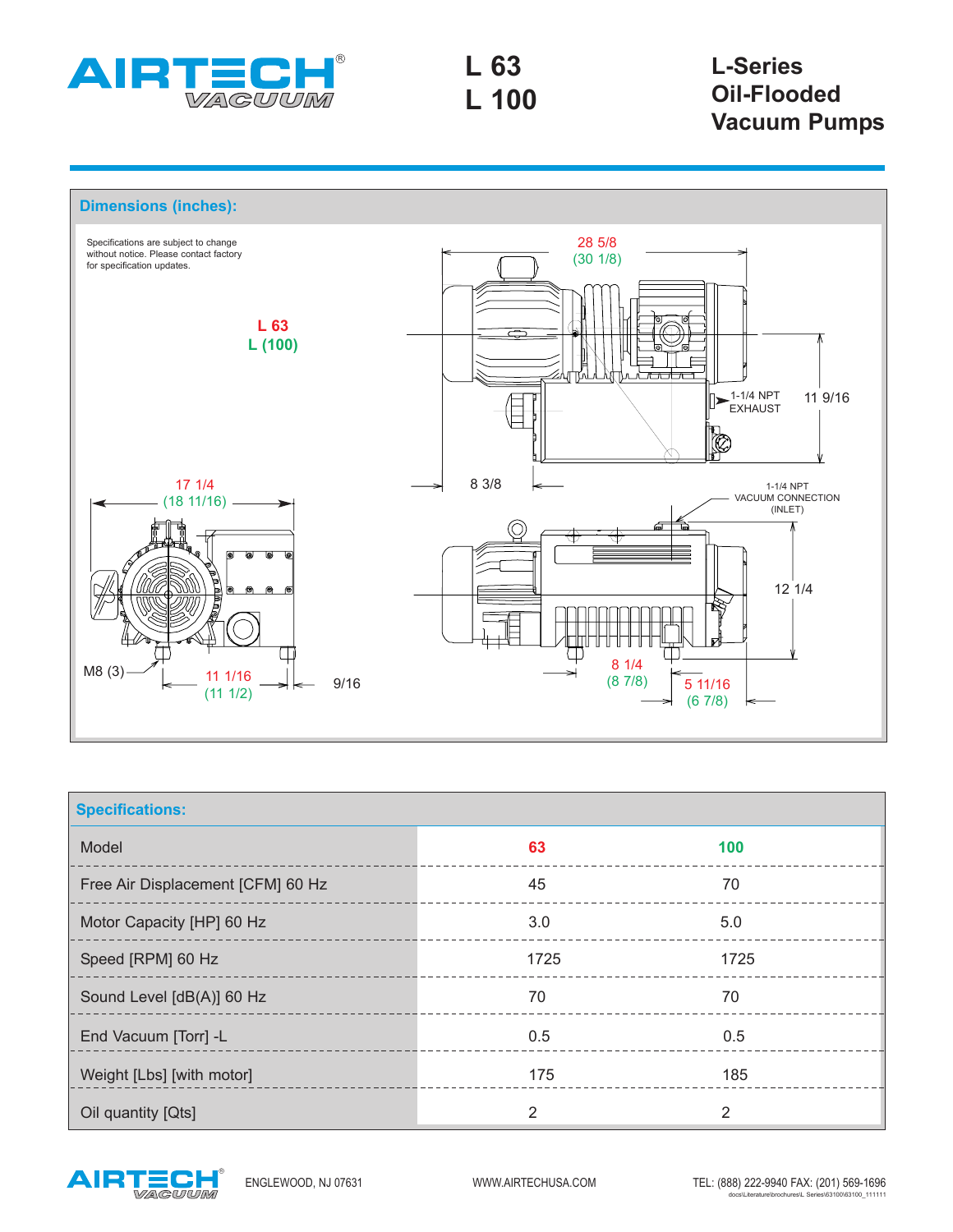# L 63
# L 100

## L-Series Oil-Flooded Vacuum Pumps

### Dimensions (inches):

Specifications are subject to change without notice. Please contact factory for specification updates.

L 63
L (100)

28 5/8
(30 1/8)

1-1/4 NPT EXHAUST

11 9/16

8 3/8

17 1/4
(18 11/16)

1-1/4 NPT VACUUM CONNECTION (INLET)

12 1/4

M8 (3)

11 1/16
(11 1/2)

9/16

8 1/4
(8 7/8)

5 11/16
(6 7/8)

### Specifications:

| Model | 63 | 100 |
|---|---|---|
| Free Air Displacement [CFM] 60 Hz | 45 | 70 |
| Motor Capacity [HP] 60 Hz | 3.0 | 5.0 |
| Speed [RPM] 60 Hz | 1725 | 1725 |
| Sound Level [dB(A)] 60 Hz | 70 | 70 |
| End Vacuum [Torr] -L | 0.5 | 0.5 |
| Weight [Lbs] [with motor] | 175 | 185 |
| Oil quantity [Qts] | 2 | 2 |

ENGLEWOOD, NJ 07631 WWW.AIRTECHUSA.COM TEL: (888) 222-9940 FAX: (201) 569-1696